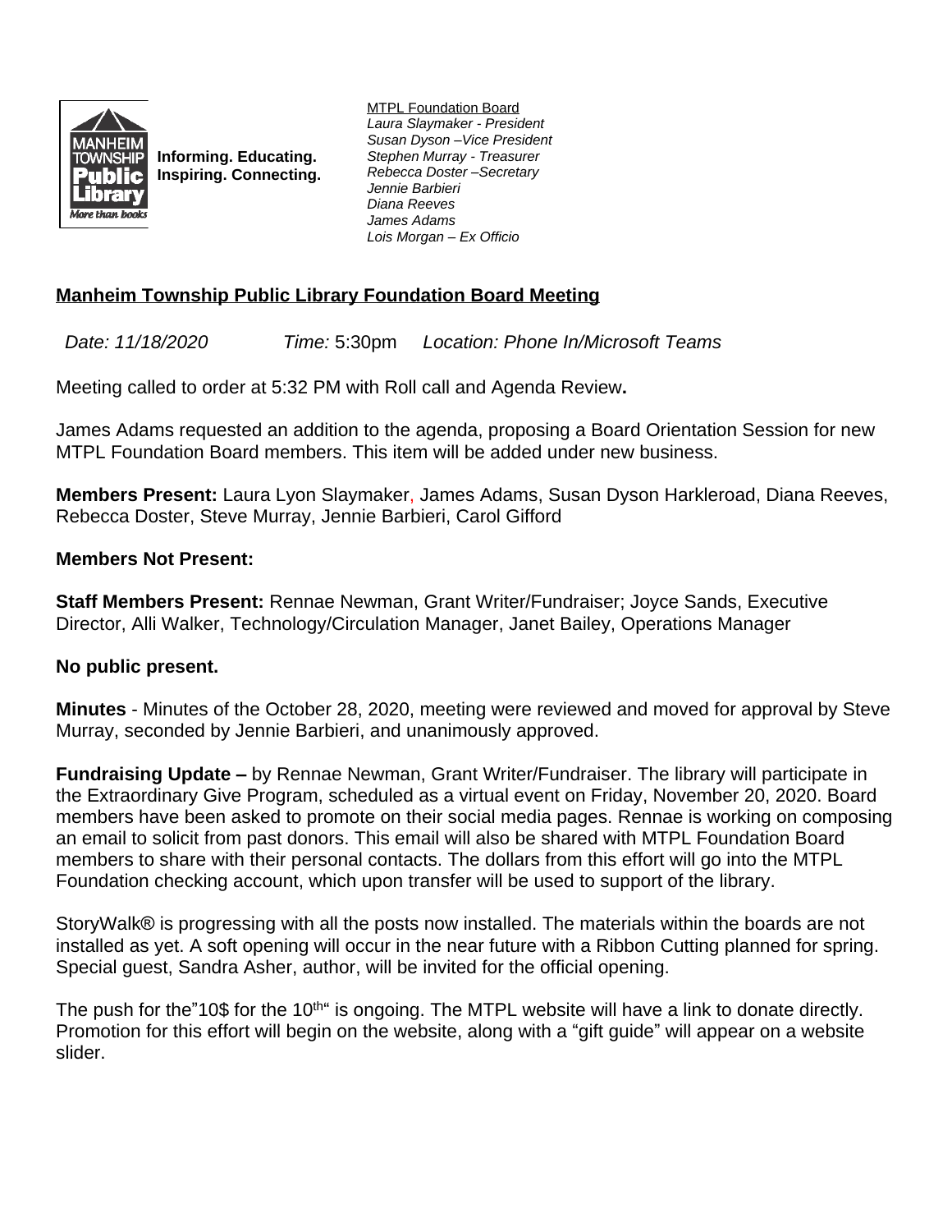Informing. Educating.
Inspiring. Connecting.

MTPL Foundation Board
*Laura Slaymaker - President*
*Susan Dyson –Vice President*
*Stephen Murray - Treasurer*
*Rebecca Doster –Secretary*
*Jennie Barbieri*
*Diana Reeves*
*James Adams*
*Lois Morgan – Ex Officio*

## Manheim Township Public Library Foundation Board Meeting

*Date: 11/18/2020* *Time:* 5:30pm *Location: Phone In/Microsoft Teams*

Meeting called to order at 5:32 PM with Roll call and Agenda Review**.**

James Adams requested an addition to the agenda, proposing a Board Orientation Session for new MTPL Foundation Board members. This item will be added under new business.

**Members Present:** Laura Lyon Slaymaker, James Adams, Susan Dyson Harkleroad, Diana Reeves, Rebecca Doster, Steve Murray, Jennie Barbieri, Carol Gifford

**Members Not Present:**

**Staff Members Present:** Rennae Newman, Grant Writer/Fundraiser; Joyce Sands, Executive Director, Alli Walker, Technology/Circulation Manager, Janet Bailey, Operations Manager

**No public present.**

**Minutes** - Minutes of the October 28, 2020, meeting were reviewed and moved for approval by Steve Murray, seconded by Jennie Barbieri, and unanimously approved.

**Fundraising Update –** by Rennae Newman, Grant Writer/Fundraiser. The library will participate in the Extraordinary Give Program, scheduled as a virtual event on Friday, November 20, 2020. Board members have been asked to promote on their social media pages. Rennae is working on composing an email to solicit from past donors. This email will also be shared with MTPL Foundation Board members to share with their personal contacts. The dollars from this effort will go into the MTPL Foundation checking account, which upon transfer will be used to support of the library.

StoryWalk® is progressing with all the posts now installed. The materials within the boards are not installed as yet. A soft opening will occur in the near future with a Ribbon Cutting planned for spring. Special guest, Sandra Asher, author, will be invited for the official opening.

The push for the"10$ for the 10th" is ongoing. The MTPL website will have a link to donate directly. Promotion for this effort will begin on the website, along with a "gift guide" will appear on a website slider.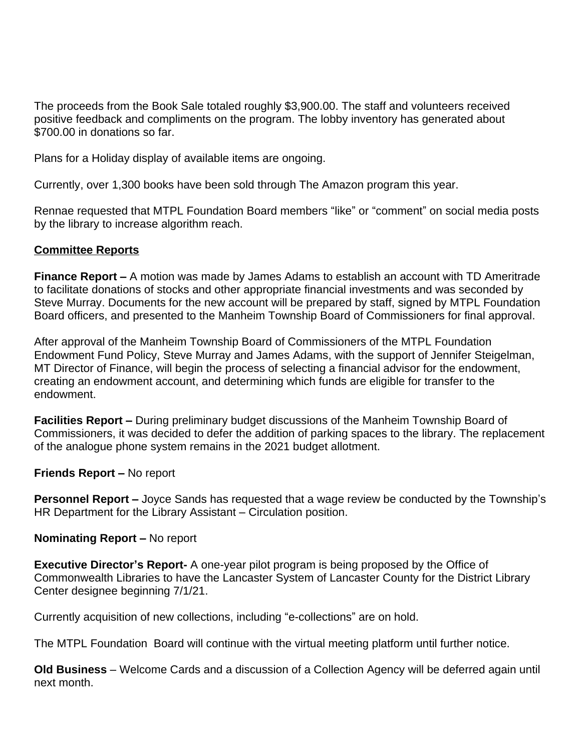The proceeds from the Book Sale totaled roughly $3,900.00. The staff and volunteers received positive feedback and compliments on the program. The lobby inventory has generated about $700.00 in donations so far.

Plans for a Holiday display of available items are ongoing.

Currently, over 1,300 books have been sold through The Amazon program this year.

Rennae requested that MTPL Foundation Board members "like" or "comment" on social media posts by the library to increase algorithm reach.

## Committee Reports

**Finance Report –** A motion was made by James Adams to establish an account with TD Ameritrade to facilitate donations of stocks and other appropriate financial investments and was seconded by Steve Murray. Documents for the new account will be prepared by staff, signed by MTPL Foundation Board officers, and presented to the Manheim Township Board of Commissioners for final approval.

After approval of the Manheim Township Board of Commissioners of the MTPL Foundation Endowment Fund Policy, Steve Murray and James Adams, with the support of Jennifer Steigelman, MT Director of Finance, will begin the process of selecting a financial advisor for the endowment, creating an endowment account, and determining which funds are eligible for transfer to the endowment.

**Facilities Report –** During preliminary budget discussions of the Manheim Township Board of Commissioners, it was decided to defer the addition of parking spaces to the library. The replacement of the analogue phone system remains in the 2021 budget allotment.

**Friends Report –** No report

**Personnel Report –** Joyce Sands has requested that a wage review be conducted by the Township's HR Department for the Library Assistant – Circulation position.

**Nominating Report –** No report

**Executive Director's Report-** A one-year pilot program is being proposed by the Office of Commonwealth Libraries to have the Lancaster System of Lancaster County for the District Library Center designee beginning 7/1/21.

Currently acquisition of new collections, including "e-collections" are on hold.

The MTPL Foundation Board will continue with the virtual meeting platform until further notice.

**Old Business** – Welcome Cards and a discussion of a Collection Agency will be deferred again until next month.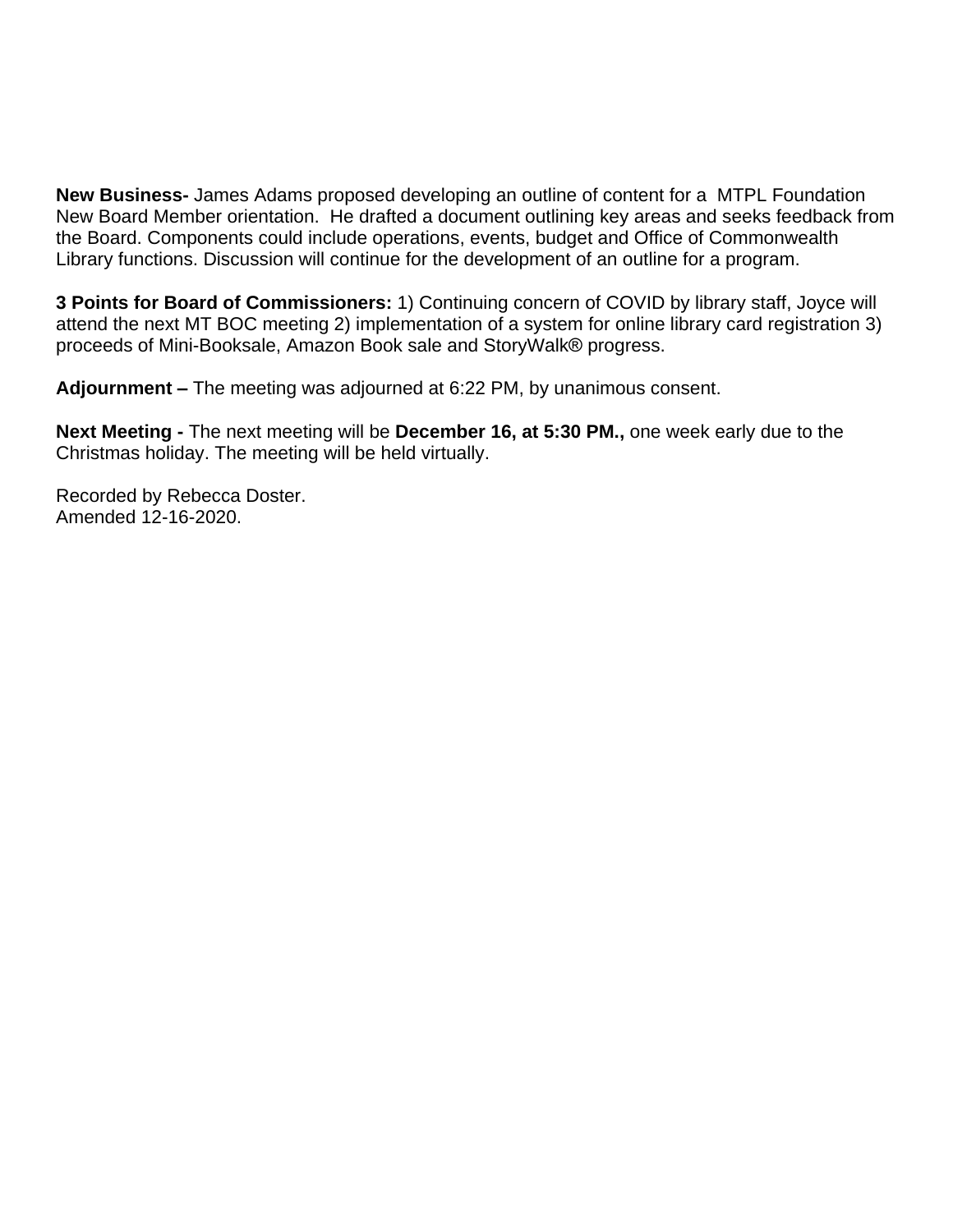**New Business-** James Adams proposed developing an outline of content for a MTPL Foundation New Board Member orientation. He drafted a document outlining key areas and seeks feedback from the Board. Components could include operations, events, budget and Office of Commonwealth Library functions. Discussion will continue for the development of an outline for a program.

**3 Points for Board of Commissioners:** 1) Continuing concern of COVID by library staff, Joyce will attend the next MT BOC meeting 2) implementation of a system for online library card registration 3) proceeds of Mini-Booksale, Amazon Book sale and StoryWalk® progress.

**Adjournment –** The meeting was adjourned at 6:22 PM, by unanimous consent.

**Next Meeting -** The next meeting will be **December 16, at 5:30 PM.,** one week early due to the Christmas holiday. The meeting will be held virtually.

Recorded by Rebecca Doster.
Amended 12-16-2020.